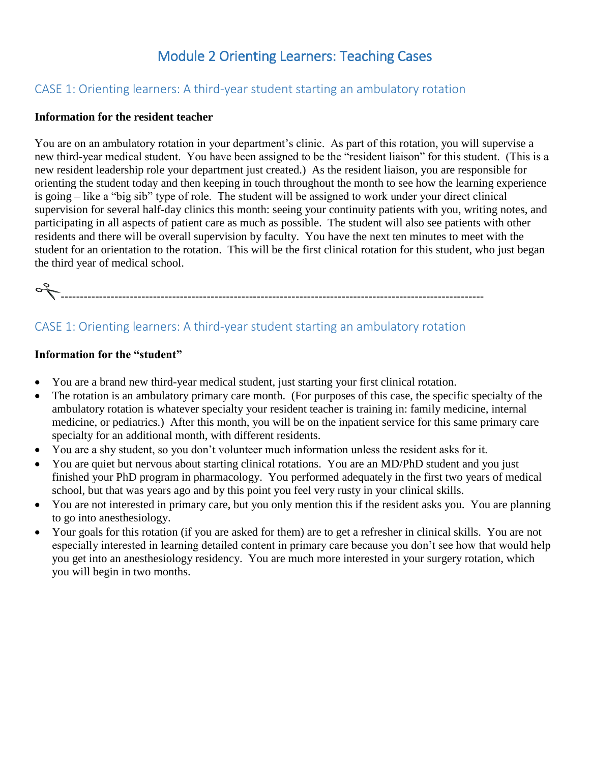# Module 2 Orienting Learners: Teaching Cases

## CASE 1: Orienting learners: A third-year student starting an ambulatory rotation

**Information for the resident teacher**

You are on an ambulatory rotation in your department's clinic. As part of this rotation, you will supervise a new third-year medical student. You have been assigned to be the "resident liaison" for this student. (This is a new resident leadership role your department just created.) As the resident liaison, you are responsible for orienting the student today and then keeping in touch throughout the month to see how the learning experience is going – like a "big sib" type of role. The student will be assigned to work under your direct clinical supervision for several half-day clinics this month: seeing your continuity patients with you, writing notes, and participating in all aspects of patient care as much as possible. The student will also see patients with other residents and there will be overall supervision by faculty. You have the next ten minutes to meet with the student for an orientation to the rotation. This will be the first clinical rotation for this student, who just began the third year of medical school.

✂------------------------------------------------------------------------------------------------------------

## CASE 1: Orienting learners: A third-year student starting an ambulatory rotation

**Information for the "student"**

- You are a brand new third-year medical student, just starting your first clinical rotation.
- The rotation is an ambulatory primary care month. (For purposes of this case, the specific specialty of the ambulatory rotation is whatever specialty your resident teacher is training in: family medicine, internal medicine, or pediatrics.) After this month, you will be on the inpatient service for this same primary care specialty for an additional month, with different residents.
- You are a shy student, so you don't volunteer much information unless the resident asks for it.
- You are quiet but nervous about starting clinical rotations. You are an MD/PhD student and you just finished your PhD program in pharmacology. You performed adequately in the first two years of medical school, but that was years ago and by this point you feel very rusty in your clinical skills.
- You are not interested in primary care, but you only mention this if the resident asks you. You are planning to go into anesthesiology.
- Your goals for this rotation (if you are asked for them) are to get a refresher in clinical skills. You are not especially interested in learning detailed content in primary care because you don't see how that would help you get into an anesthesiology residency. You are much more interested in your surgery rotation, which you will begin in two months.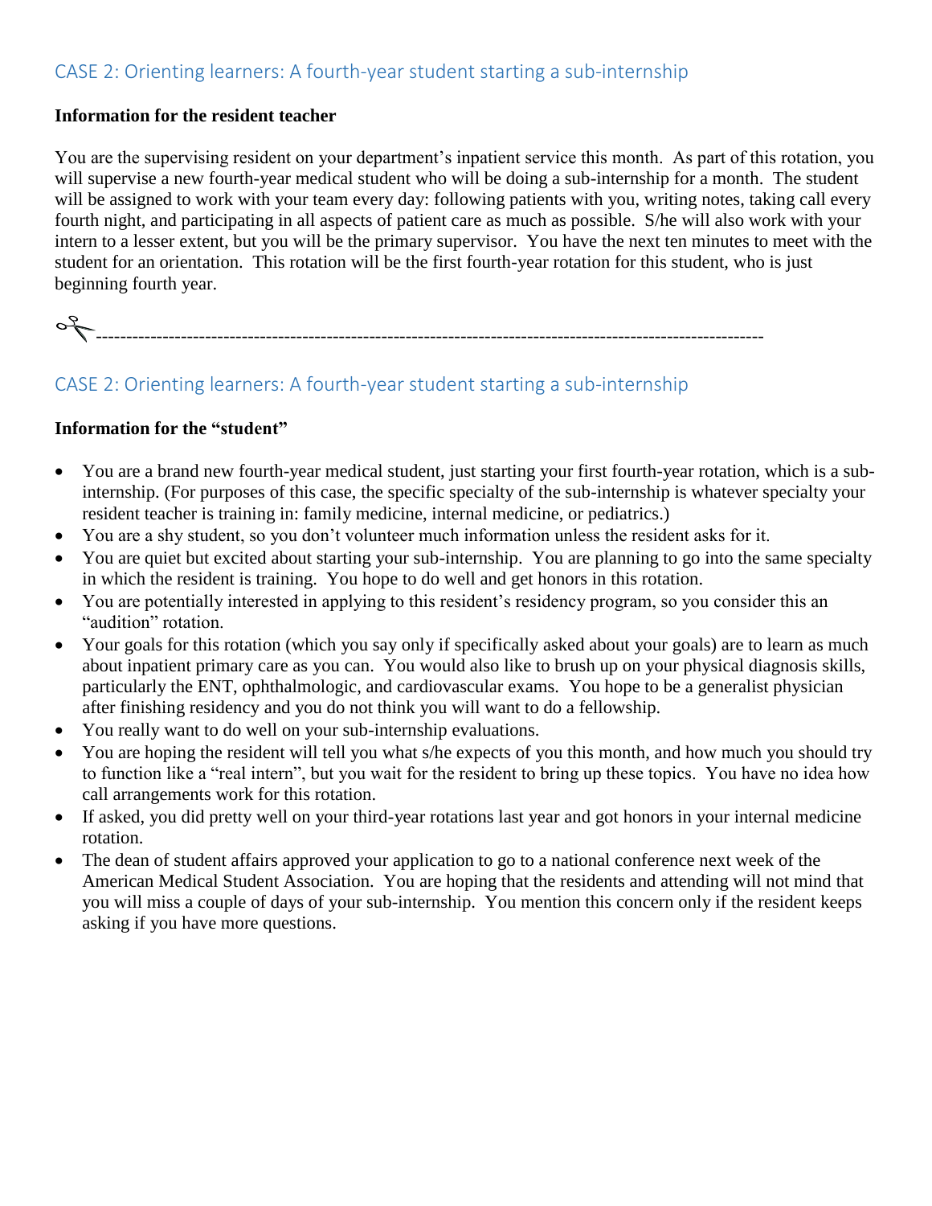## CASE 2: Orienting learners: A fourth-year student starting a sub-internship

**Information for the resident teacher**

You are the supervising resident on your department's inpatient service this month. As part of this rotation, you will supervise a new fourth-year medical student who will be doing a sub-internship for a month. The student will be assigned to work with your team every day: following patients with you, writing notes, taking call every fourth night, and participating in all aspects of patient care as much as possible. S/he will also work with your intern to a lesser extent, but you will be the primary supervisor. You have the next ten minutes to meet with the student for an orientation. This rotation will be the first fourth-year rotation for this student, who is just beginning fourth year.

✂------------------------------------------------------------------------------------------------------------

## CASE 2: Orienting learners: A fourth-year student starting a sub-internship

**Information for the "student"**

- You are a brand new fourth-year medical student, just starting your first fourth-year rotation, which is a sub-internship. (For purposes of this case, the specific specialty of the sub-internship is whatever specialty your resident teacher is training in: family medicine, internal medicine, or pediatrics.)
- You are a shy student, so you don't volunteer much information unless the resident asks for it.
- You are quiet but excited about starting your sub-internship. You are planning to go into the same specialty in which the resident is training. You hope to do well and get honors in this rotation.
- You are potentially interested in applying to this resident's residency program, so you consider this an "audition" rotation.
- Your goals for this rotation (which you say only if specifically asked about your goals) are to learn as much about inpatient primary care as you can. You would also like to brush up on your physical diagnosis skills, particularly the ENT, ophthalmologic, and cardiovascular exams. You hope to be a generalist physician after finishing residency and you do not think you will want to do a fellowship.
- You really want to do well on your sub-internship evaluations.
- You are hoping the resident will tell you what s/he expects of you this month, and how much you should try to function like a "real intern", but you wait for the resident to bring up these topics. You have no idea how call arrangements work for this rotation.
- If asked, you did pretty well on your third-year rotations last year and got honors in your internal medicine rotation.
- The dean of student affairs approved your application to go to a national conference next week of the American Medical Student Association. You are hoping that the residents and attending will not mind that you will miss a couple of days of your sub-internship. You mention this concern only if the resident keeps asking if you have more questions.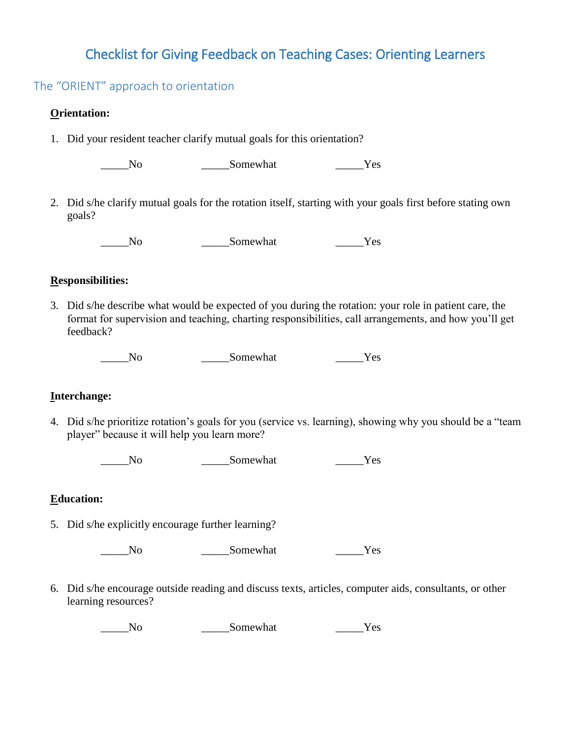# Checklist for Giving Feedback on Teaching Cases: Orienting Learners

## The "ORIENT" approach to orientation

**Orientation:**

1. Did your resident teacher clarify mutual goals for this orientation?

   _____No _____Somewhat _____Yes

2. Did s/he clarify mutual goals for the rotation itself, starting with your goals first before stating own goals?

   _____No _____Somewhat _____Yes

**Responsibilities:**

3. Did s/he describe what would be expected of you during the rotation: your role in patient care, the format for supervision and teaching, charting responsibilities, call arrangements, and how you'll get feedback?

   _____No _____Somewhat _____Yes

**Interchange:**

4. Did s/he prioritize rotation's goals for you (service vs. learning), showing why you should be a "team player" because it will help you learn more?

   _____No _____Somewhat _____Yes

**Education:**

5. Did s/he explicitly encourage further learning?

   _____No _____Somewhat _____Yes

6. Did s/he encourage outside reading and discuss texts, articles, computer aids, consultants, or other learning resources?

   _____No _____Somewhat _____Yes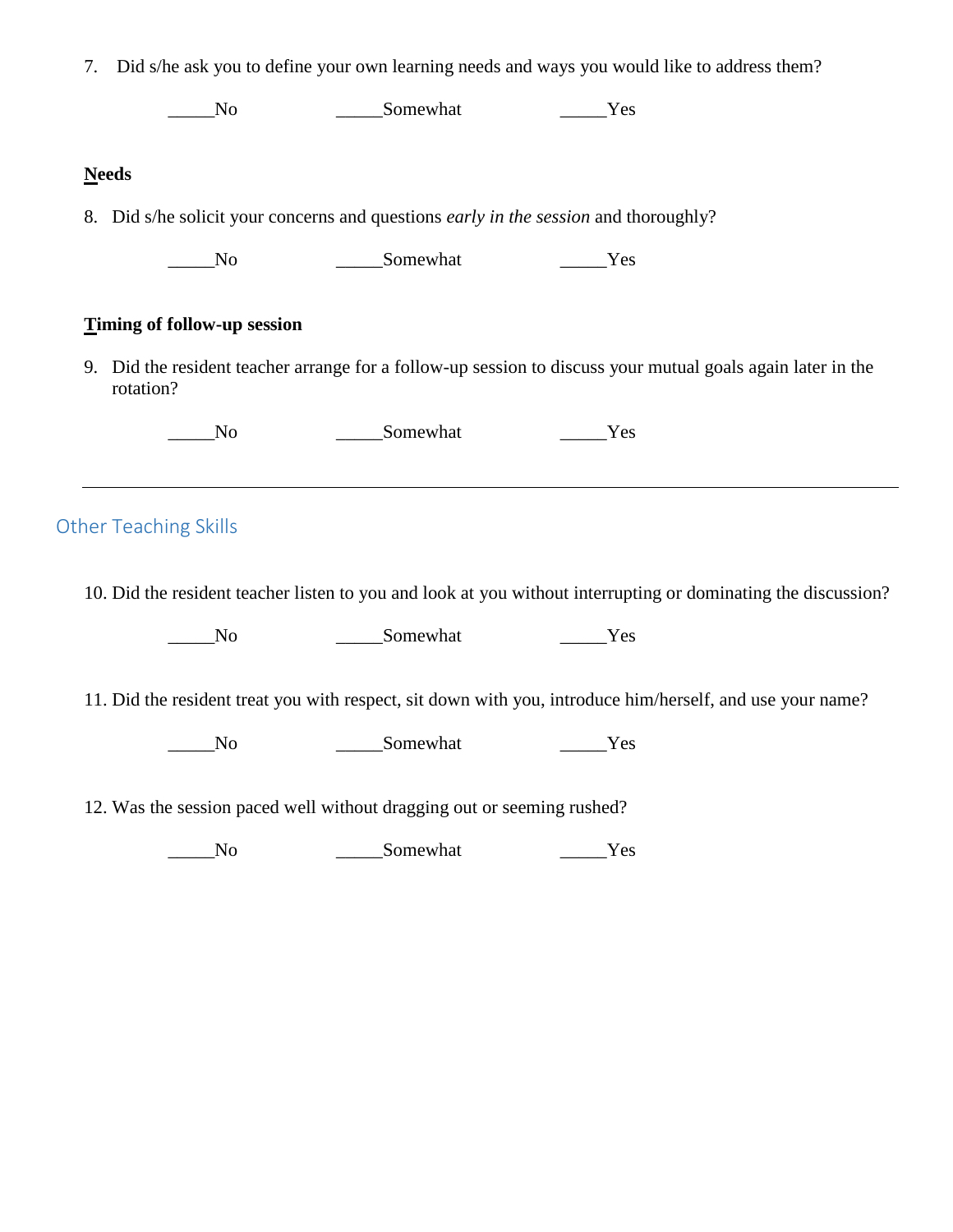7. Did s/he ask you to define your own learning needs and ways you would like to address them?

_____No _____Somewhat _____Yes

**Needs**

8. Did s/he solicit your concerns and questions *early in the session* and thoroughly?

_____No _____Somewhat _____Yes

**Timing of follow-up session**

9. Did the resident teacher arrange for a follow-up session to discuss your mutual goals again later in the rotation?

_____No _____Somewhat _____Yes

---

## Other Teaching Skills

10. Did the resident teacher listen to you and look at you without interrupting or dominating the discussion?

_____No _____Somewhat _____Yes

11. Did the resident treat you with respect, sit down with you, introduce him/herself, and use your name?

_____No _____Somewhat _____Yes

12. Was the session paced well without dragging out or seeming rushed?

_____No _____Somewhat _____Yes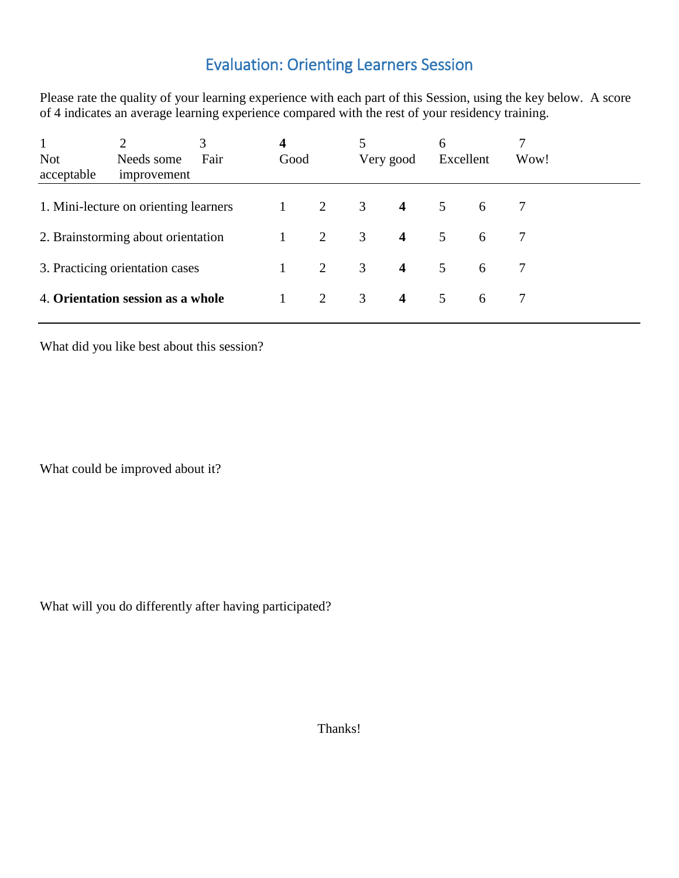# Evaluation: Orienting Learners Session

Please rate the quality of your learning experience with each part of this Session, using the key below. A score of 4 indicates an average learning experience compared with the rest of your residency training.

| 1 | 2 | 3 | **4** | 5 | 6 | 7 |
|---|---|---|---|---|---|---|
| Not acceptable | Needs some improvement | Fair | Good | Very good | Excellent | Wow! |

| | | | | | | | |
|---|---|---|---|---|---|---|---|
| 1. Mini-lecture on orienting learners | 1 | 2 | 3 | **4** | 5 | 6 | 7 |
| 2. Brainstorming about orientation | 1 | 2 | 3 | **4** | 5 | 6 | 7 |
| 3. Practicing orientation cases | 1 | 2 | 3 | **4** | 5 | 6 | 7 |
| 4. **Orientation session as a whole** | 1 | 2 | 3 | **4** | 5 | 6 | 7 |

What did you like best about this session?

What could be improved about it?

What will you do differently after having participated?

Thanks!